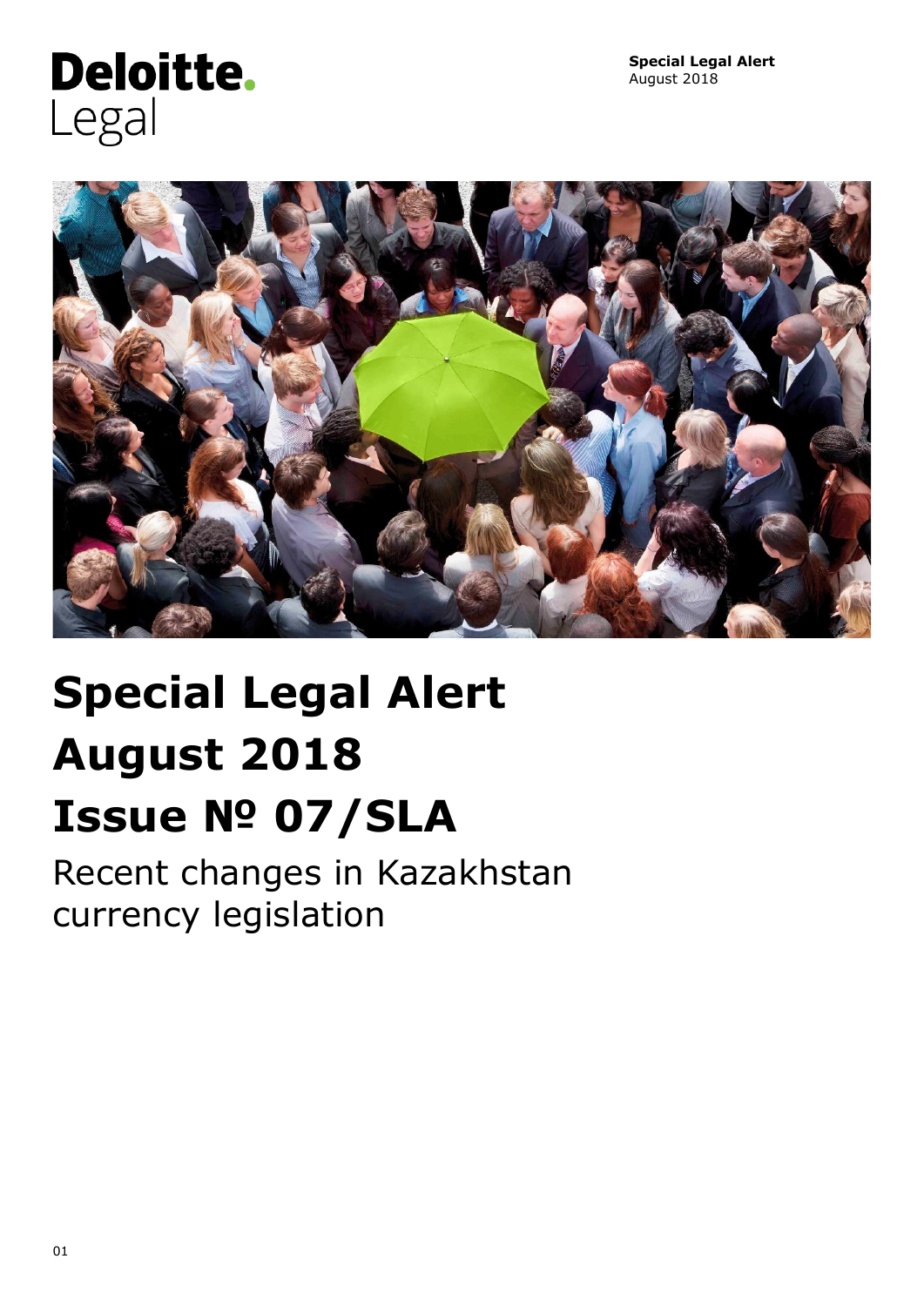Deloitte.
Legal

**Special Legal Alert**
August 2018

# Special Legal Alert
# August 2018
# Issue № 07/SLA

Recent changes in Kazakhstan currency legislation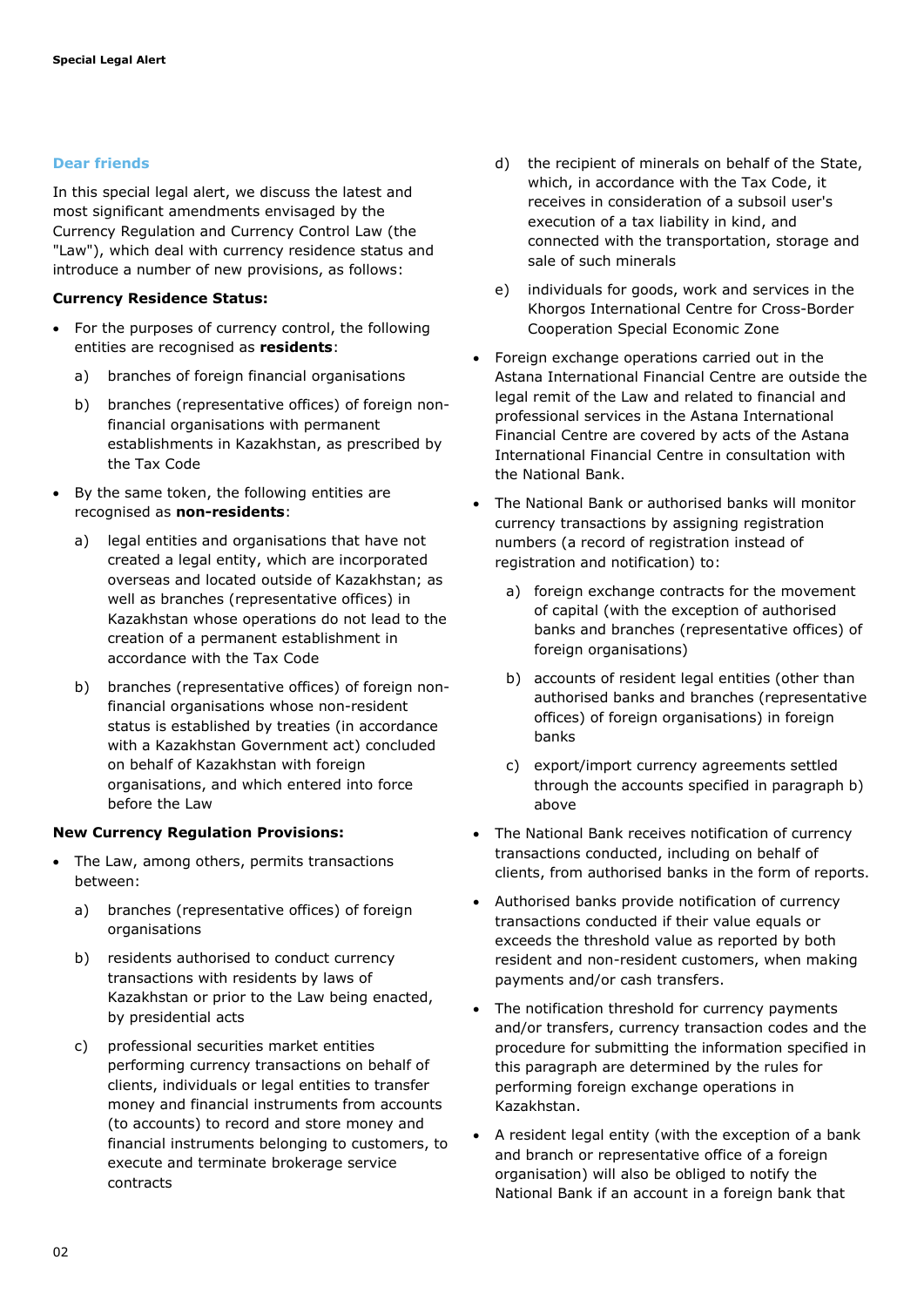**Dear friends**

In this special legal alert, we discuss the latest and most significant amendments envisaged by the Currency Regulation and Currency Control Law (the "Law"), which deal with currency residence status and introduce a number of new provisions, as follows:

**Currency Residence Status:**

- For the purposes of currency control, the following entities are recognised as **residents**:
  - a) branches of foreign financial organisations
  - b) branches (representative offices) of foreign non-financial organisations with permanent establishments in Kazakhstan, as prescribed by the Tax Code
- By the same token, the following entities are recognised as **non-residents**:
  - a) legal entities and organisations that have not created a legal entity, which are incorporated overseas and located outside of Kazakhstan; as well as branches (representative offices) in Kazakhstan whose operations do not lead to the creation of a permanent establishment in accordance with the Tax Code
  - b) branches (representative offices) of foreign non-financial organisations whose non-resident status is established by treaties (in accordance with a Kazakhstan Government act) concluded on behalf of Kazakhstan with foreign organisations, and which entered into force before the Law

**New Currency Regulation Provisions:**

- The Law, among others, permits transactions between:
  - a) branches (representative offices) of foreign organisations
  - b) residents authorised to conduct currency transactions with residents by laws of Kazakhstan or prior to the Law being enacted, by presidential acts
  - c) professional securities market entities performing currency transactions on behalf of clients, individuals or legal entities to transfer money and financial instruments from accounts (to accounts) to record and store money and financial instruments belonging to customers, to execute and terminate brokerage service contracts
  - d) the recipient of minerals on behalf of the State, which, in accordance with the Tax Code, it receives in consideration of a subsoil user's execution of a tax liability in kind, and connected with the transportation, storage and sale of such minerals
  - e) individuals for goods, work and services in the Khorgos International Centre for Cross-Border Cooperation Special Economic Zone
- Foreign exchange operations carried out in the Astana International Financial Centre are outside the legal remit of the Law and related to financial and professional services in the Astana International Financial Centre are covered by acts of the Astana International Financial Centre in consultation with the National Bank.
- The National Bank or authorised banks will monitor currency transactions by assigning registration numbers (a record of registration instead of registration and notification) to:
  - a) foreign exchange contracts for the movement of capital (with the exception of authorised banks and branches (representative offices) of foreign organisations)
  - b) accounts of resident legal entities (other than authorised banks and branches (representative offices) of foreign organisations) in foreign banks
  - c) export/import currency agreements settled through the accounts specified in paragraph b) above
- The National Bank receives notification of currency transactions conducted, including on behalf of clients, from authorised banks in the form of reports.
- Authorised banks provide notification of currency transactions conducted if their value equals or exceeds the threshold value as reported by both resident and non-resident customers, when making payments and/or cash transfers.
- The notification threshold for currency payments and/or transfers, currency transaction codes and the procedure for submitting the information specified in this paragraph are determined by the rules for performing foreign exchange operations in Kazakhstan.
- A resident legal entity (with the exception of a bank and branch or representative office of a foreign organisation) will also be obliged to notify the National Bank if an account in a foreign bank that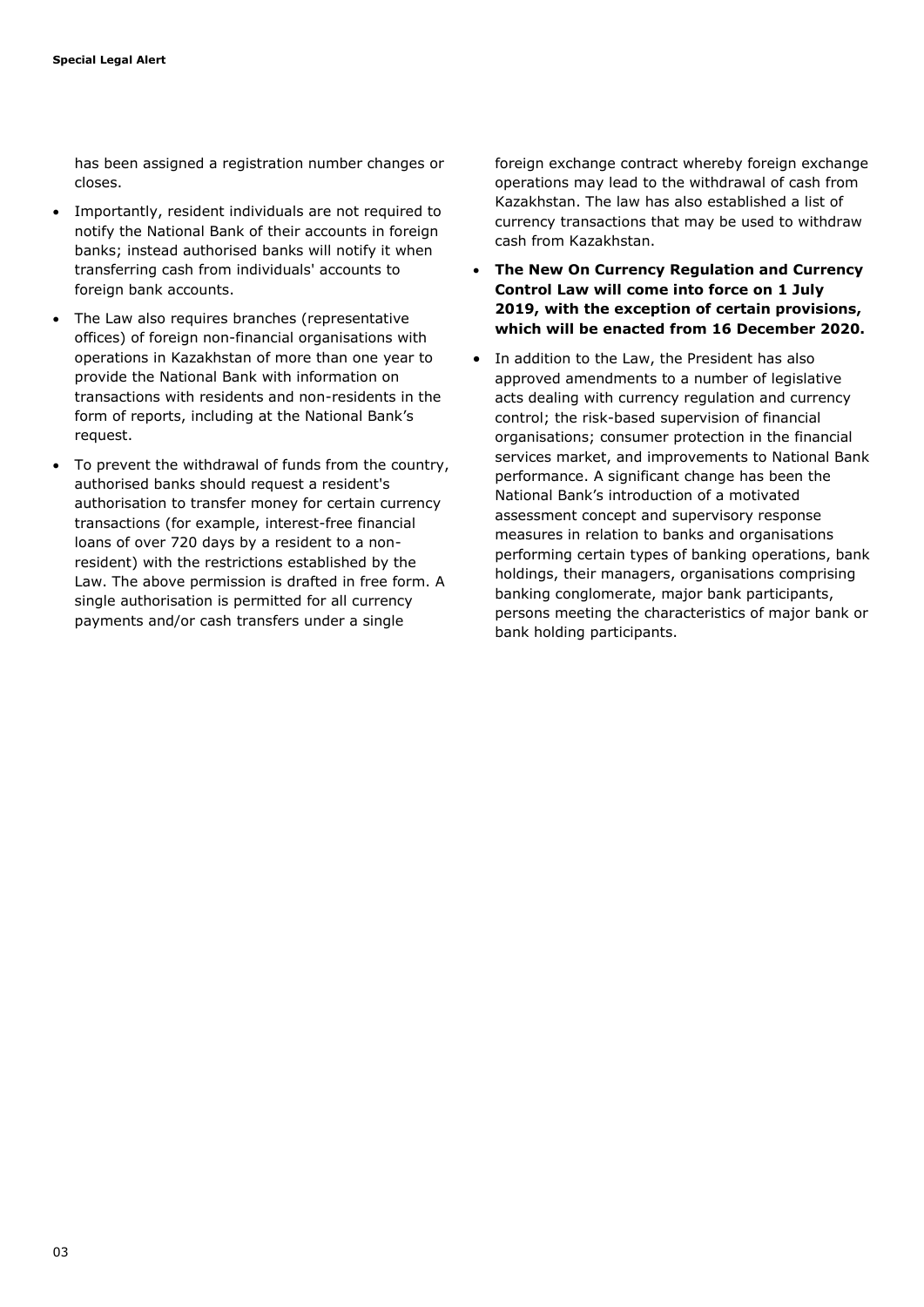has been assigned a registration number changes or closes.

- Importantly, resident individuals are not required to notify the National Bank of their accounts in foreign banks; instead authorised banks will notify it when transferring cash from individuals' accounts to foreign bank accounts.
- The Law also requires branches (representative offices) of foreign non-financial organisations with operations in Kazakhstan of more than one year to provide the National Bank with information on transactions with residents and non-residents in the form of reports, including at the National Bank's request.
- To prevent the withdrawal of funds from the country, authorised banks should request a resident's authorisation to transfer money for certain currency transactions (for example, interest-free financial loans of over 720 days by a resident to a non-resident) with the restrictions established by the Law. The above permission is drafted in free form. A single authorisation is permitted for all currency payments and/or cash transfers under a single foreign exchange contract whereby foreign exchange operations may lead to the withdrawal of cash from Kazakhstan. The law has also established a list of currency transactions that may be used to withdraw cash from Kazakhstan.
- **The New On Currency Regulation and Currency Control Law will come into force on 1 July 2019, with the exception of certain provisions, which will be enacted from 16 December 2020.**
- In addition to the Law, the President has also approved amendments to a number of legislative acts dealing with currency regulation and currency control; the risk-based supervision of financial organisations; consumer protection in the financial services market, and improvements to National Bank performance. A significant change has been the National Bank's introduction of a motivated assessment concept and supervisory response measures in relation to banks and organisations performing certain types of banking operations, bank holdings, their managers, organisations comprising banking conglomerate, major bank participants, persons meeting the characteristics of major bank or bank holding participants.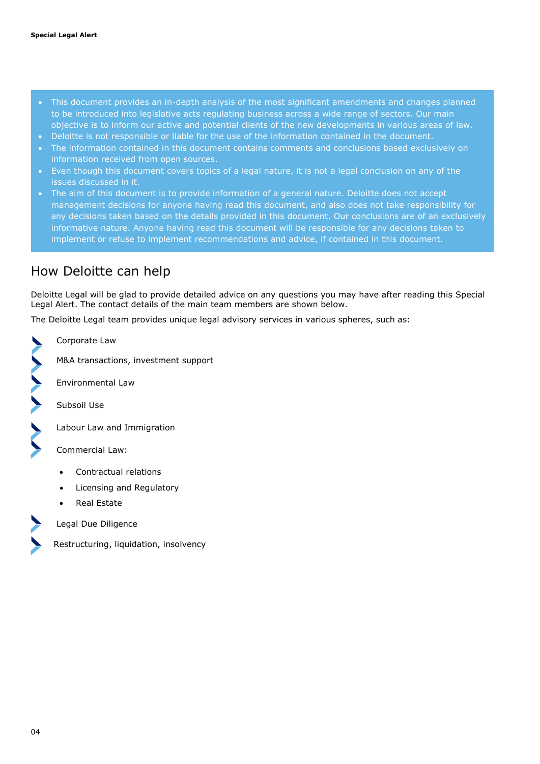- This document provides an in-depth analysis of the most significant amendments and changes planned to be introduced into legislative acts regulating business across a wide range of sectors. Our main objective is to inform our active and potential clients of the new developments in various areas of law.
- Deloitte is not responsible or liable for the use of the information contained in the document.
- The information contained in this document contains comments and conclusions based exclusively on information received from open sources.
- Even though this document covers topics of a legal nature, it is not a legal conclusion on any of the issues discussed in it.
- The aim of this document is to provide information of a general nature. Deloitte does not accept management decisions for anyone having read this document, and also does not take responsibility for any decisions taken based on the details provided in this document. Our conclusions are of an exclusively informative nature. Anyone having read this document will be responsible for any decisions taken to implement or refuse to implement recommendations and advice, if contained in this document.

## How Deloitte can help

Deloitte Legal will be glad to provide detailed advice on any questions you may have after reading this Special Legal Alert. The contact details of the main team members are shown below.

The Deloitte Legal team provides unique legal advisory services in various spheres, such as:

- Corporate Law
- M&A transactions, investment support
- Environmental Law
- Subsoil Use
- Labour Law and Immigration
- Commercial Law:
  - Contractual relations
  - Licensing and Regulatory
  - Real Estate
- Legal Due Diligence
- Restructuring, liquidation, insolvency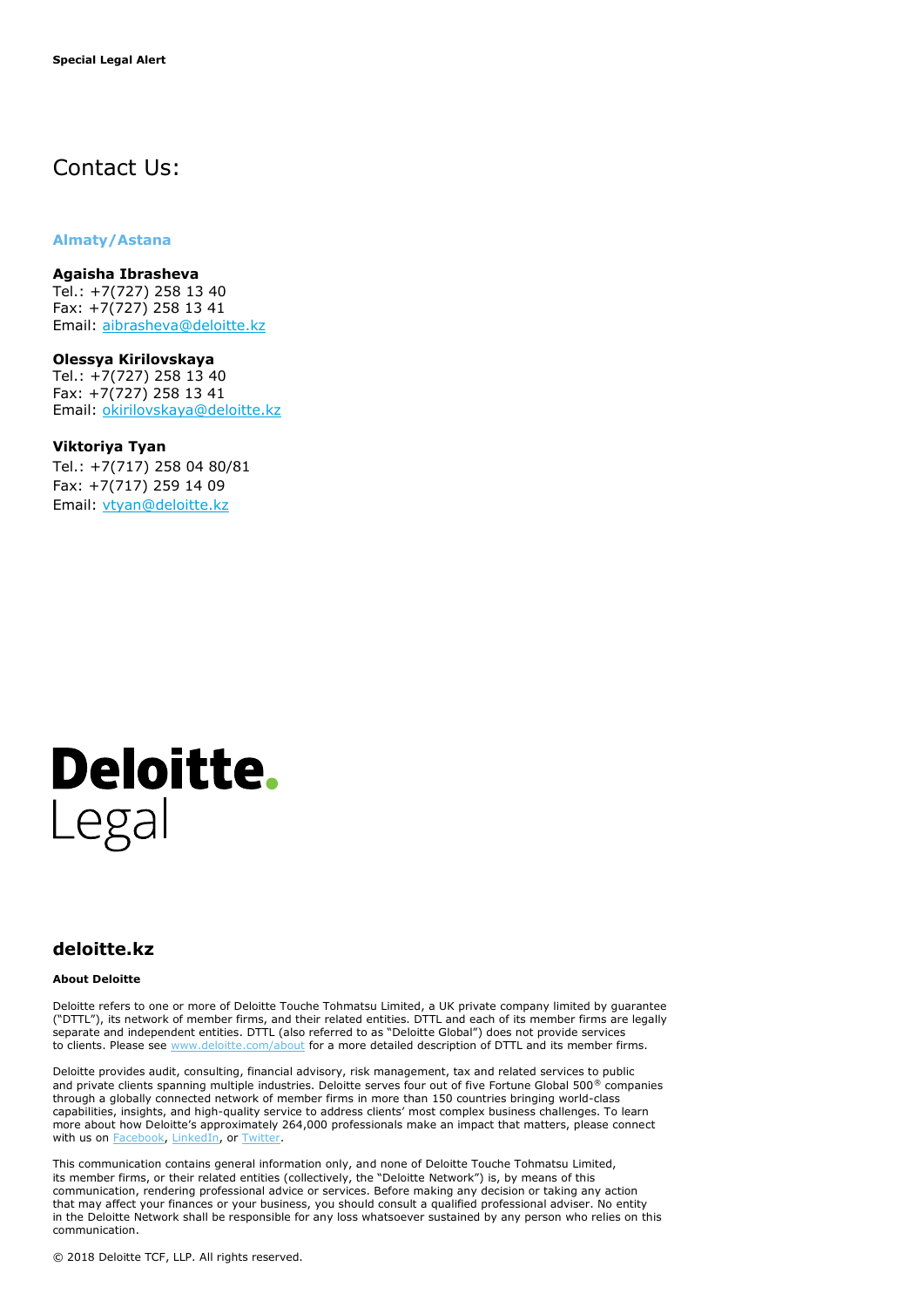## Contact Us:

**Almaty/Astana**

**Agaisha Ibrasheva**
Tel.: +7(727) 258 13 40
Fax: +7(727) 258 13 41
Email: aibrasheva@deloitte.kz

**Olessya Kirilovskaya**
Tel.: +7(727) 258 13 40
Fax: +7(727) 258 13 41
Email: okirilovskaya@deloitte.kz

**Viktoriya Tyan**
Tel.: +7(717) 258 04 80/81
Fax: +7(717) 259 14 09
Email: vtyan@deloitte.kz

Deloitte. Legal

## deloitte.kz

**About Deloitte**

Deloitte refers to one or more of Deloitte Touche Tohmatsu Limited, a UK private company limited by guarantee ("DTTL"), its network of member firms, and their related entities. DTTL and each of its member firms are legally separate and independent entities. DTTL (also referred to as "Deloitte Global") does not provide services to clients. Please see www.deloitte.com/about for a more detailed description of DTTL and its member firms.

Deloitte provides audit, consulting, financial advisory, risk management, tax and related services to public and private clients spanning multiple industries. Deloitte serves four out of five Fortune Global 500® companies through a globally connected network of member firms in more than 150 countries bringing world-class capabilities, insights, and high-quality service to address clients' most complex business challenges. To learn more about how Deloitte's approximately 264,000 professionals make an impact that matters, please connect with us on Facebook, LinkedIn, or Twitter.

This communication contains general information only, and none of Deloitte Touche Tohmatsu Limited, its member firms, or their related entities (collectively, the "Deloitte Network") is, by means of this communication, rendering professional advice or services. Before making any decision or taking any action that may affect your finances or your business, you should consult a qualified professional adviser. No entity in the Deloitte Network shall be responsible for any loss whatsoever sustained by any person who relies on this communication.

© 2018 Deloitte TCF, LLP. All rights reserved.